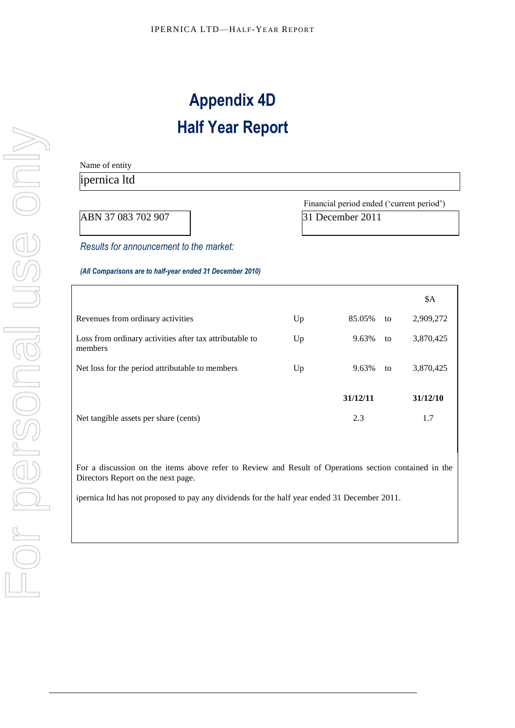# Appendix 4D

# Half Year Report

Name of entity

ipernica ltd

ABN 37 083 702 907

Financial period ended ('current period')

31 December 2011

*Results for announcement to the market:*

***(All Comparisons are to half-year ended 31 December 2010)***

| | | | | $A |
|---|---|---|---|---|
| Revenues from ordinary activities | Up | 85.05% | to | 2,909,272 |
| Loss from ordinary activities after tax attributable to members | Up | 9.63% | to | 3,870,425 |
| Net loss for the period attributable to members | Up | 9.63% | to | 3,870,425 |
| | | **31/12/11** | | **31/12/10** |
| Net tangible assets per share (cents) | | 2.3 | | 1.7 |

For a discussion on the items above refer to Review and Result of Operations section contained in the Directors Report on the next page.

ipernica ltd has not proposed to pay any dividends for the half year ended 31 December 2011.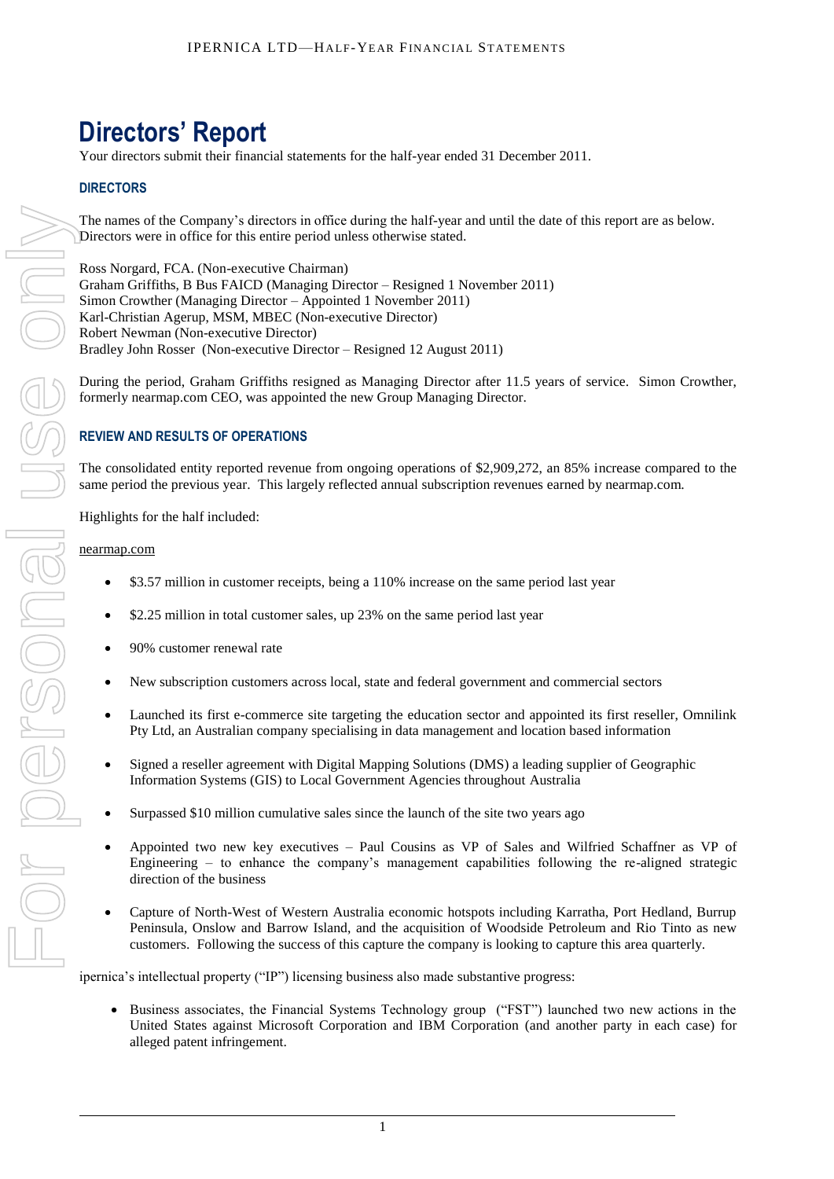# Directors' Report

Your directors submit their financial statements for the half-year ended 31 December 2011.

## DIRECTORS

The names of the Company's directors in office during the half-year and until the date of this report are as below. Directors were in office for this entire period unless otherwise stated.

Ross Norgard, FCA. (Non-executive Chairman)
Graham Griffiths, B Bus FAICD (Managing Director – Resigned 1 November 2011)
Simon Crowther (Managing Director – Appointed 1 November 2011)
Karl-Christian Agerup, MSM, MBEC (Non-executive Director)
Robert Newman (Non-executive Director)
Bradley John Rosser (Non-executive Director – Resigned 12 August 2011)

During the period, Graham Griffiths resigned as Managing Director after 11.5 years of service. Simon Crowther, formerly nearmap.com CEO, was appointed the new Group Managing Director.

## REVIEW AND RESULTS OF OPERATIONS

The consolidated entity reported revenue from ongoing operations of $2,909,272, an 85% increase compared to the same period the previous year. This largely reflected annual subscription revenues earned by nearmap.com.

Highlights for the half included:

nearmap.com

- $3.57 million in customer receipts, being a 110% increase on the same period last year
- $2.25 million in total customer sales, up 23% on the same period last year
- 90% customer renewal rate
- New subscription customers across local, state and federal government and commercial sectors
- Launched its first e-commerce site targeting the education sector and appointed its first reseller, Omnilink Pty Ltd, an Australian company specialising in data management and location based information
- Signed a reseller agreement with Digital Mapping Solutions (DMS) a leading supplier of Geographic Information Systems (GIS) to Local Government Agencies throughout Australia
- Surpassed $10 million cumulative sales since the launch of the site two years ago
- Appointed two new key executives – Paul Cousins as VP of Sales and Wilfried Schaffner as VP of Engineering – to enhance the company's management capabilities following the re-aligned strategic direction of the business
- Capture of North-West of Western Australia economic hotspots including Karratha, Port Hedland, Burrup Peninsula, Onslow and Barrow Island, and the acquisition of Woodside Petroleum and Rio Tinto as new customers. Following the success of this capture the company is looking to capture this area quarterly.

ipernica's intellectual property ("IP") licensing business also made substantive progress:

- Business associates, the Financial Systems Technology group ("FST") launched two new actions in the United States against Microsoft Corporation and IBM Corporation (and another party in each case) for alleged patent infringement.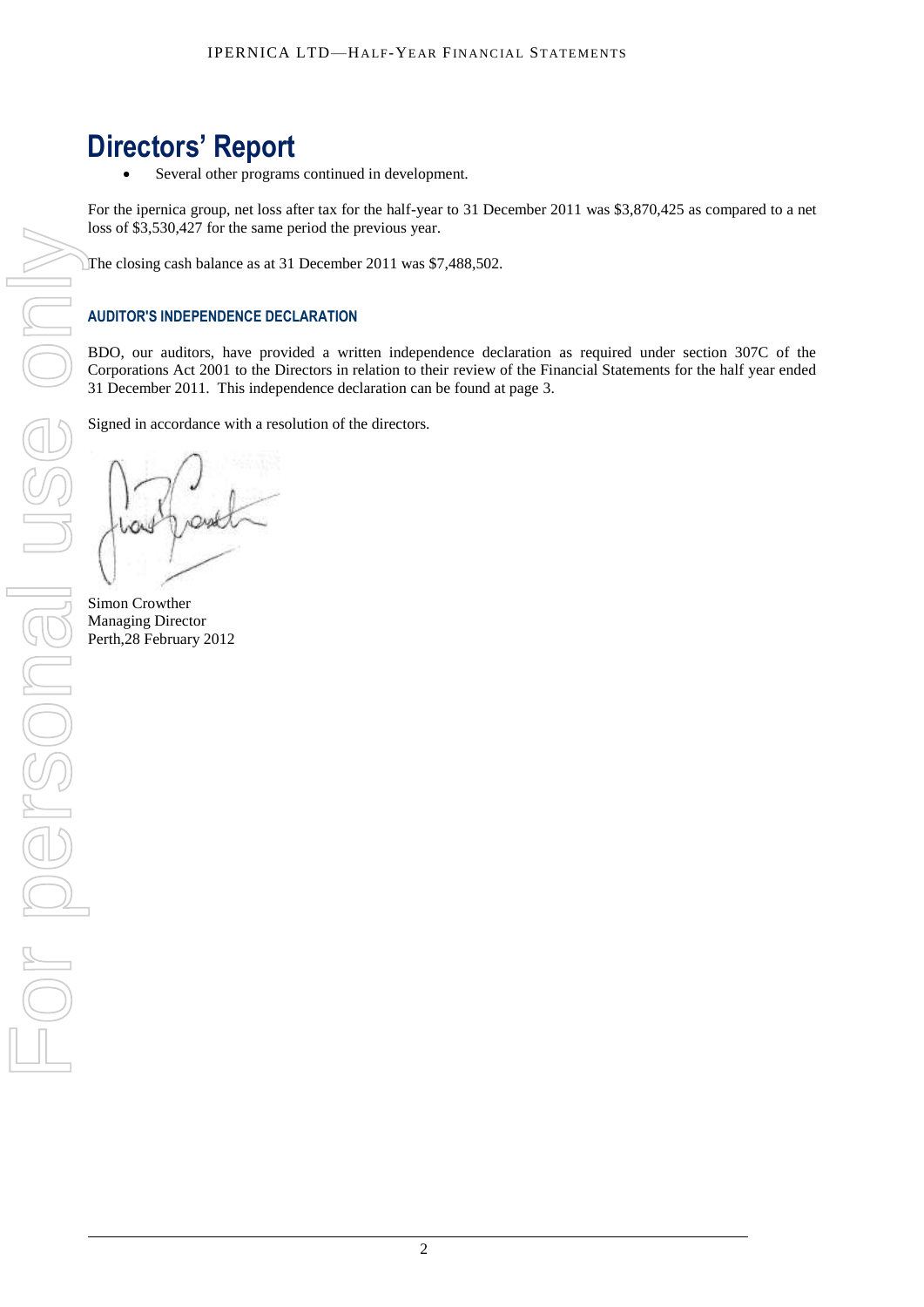# Directors' Report

- Several other programs continued in development.

For the ipernica group, net loss after tax for the half-year to 31 December 2011 was $3,870,425 as compared to a net loss of $3,530,427 for the same period the previous year.

The closing cash balance as at 31 December 2011 was $7,488,502.

### AUDITOR'S INDEPENDENCE DECLARATION

BDO, our auditors, have provided a written independence declaration as required under section 307C of the Corporations Act 2001 to the Directors in relation to their review of the Financial Statements for the half year ended 31 December 2011. This independence declaration can be found at page 3.

Signed in accordance with a resolution of the directors.

Simon Crowther
Managing Director
Perth,28 February 2012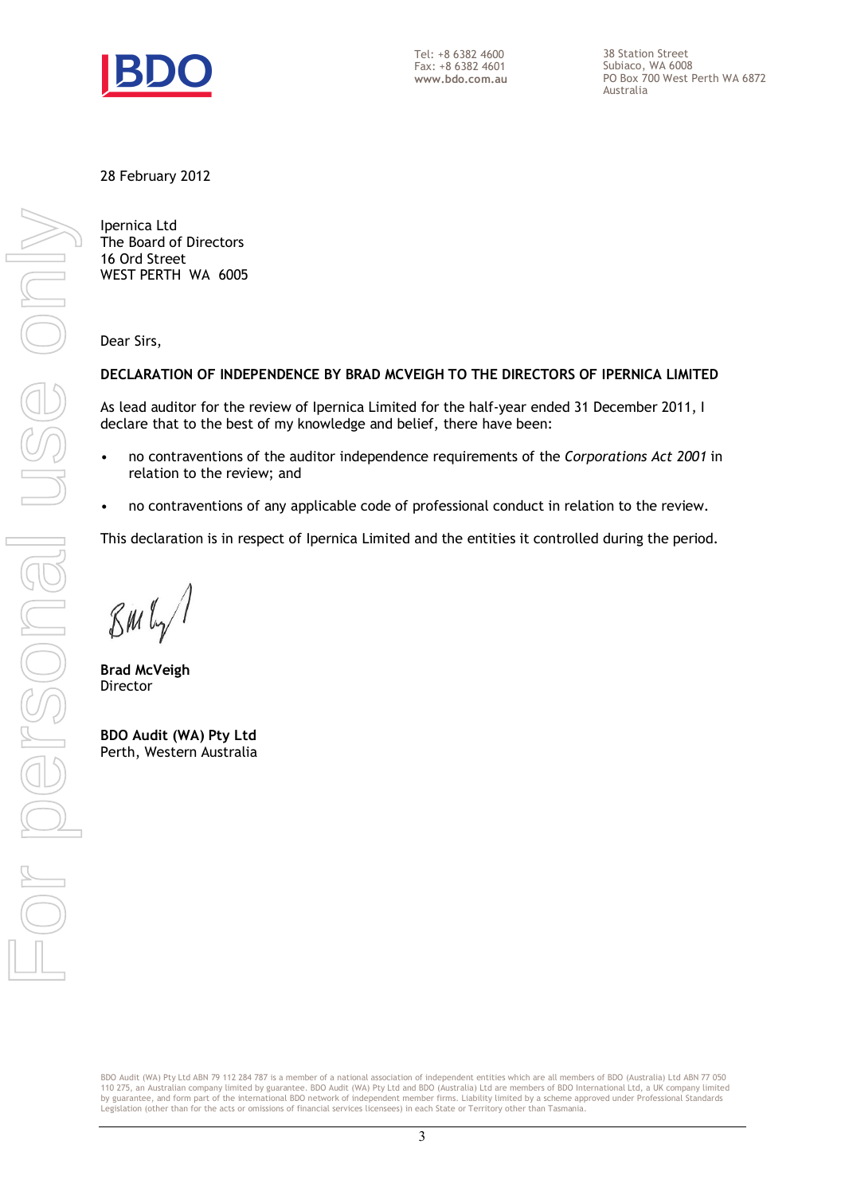Tel: +8 6382 4600
Fax: +8 6382 4601
**www.bdo.com.au**

38 Station Street
Subiaco, WA 6008
PO Box 700 West Perth WA 6872
Australia

28 February 2012

Ipernica Ltd
The Board of Directors
16 Ord Street
WEST PERTH WA 6005

Dear Sirs,

**DECLARATION OF INDEPENDENCE BY BRAD MCVEIGH TO THE DIRECTORS OF IPERNICA LIMITED**

As lead auditor for the review of Ipernica Limited for the half-year ended 31 December 2011, I declare that to the best of my knowledge and belief, there have been:

- no contraventions of the auditor independence requirements of the *Corporations Act 2001* in relation to the review; and
- no contraventions of any applicable code of professional conduct in relation to the review.

This declaration is in respect of Ipernica Limited and the entities it controlled during the period.

**Brad McVeigh**
Director

**BDO Audit (WA) Pty Ltd**
Perth, Western Australia

BDO Audit (WA) Pty Ltd ABN 79 112 284 787 is a member of a national association of independent entities which are all members of BDO (Australia) Ltd ABN 77 050 110 275, an Australian company limited by guarantee. BDO Audit (WA) Pty Ltd and BDO (Australia) Ltd are members of BDO International Ltd, a UK company limited by guarantee, and form part of the international BDO network of independent member firms. Liability limited by a scheme approved under Professional Standards Legislation (other than for the acts or omissions of financial services licensees) in each State or Territory other than Tasmania.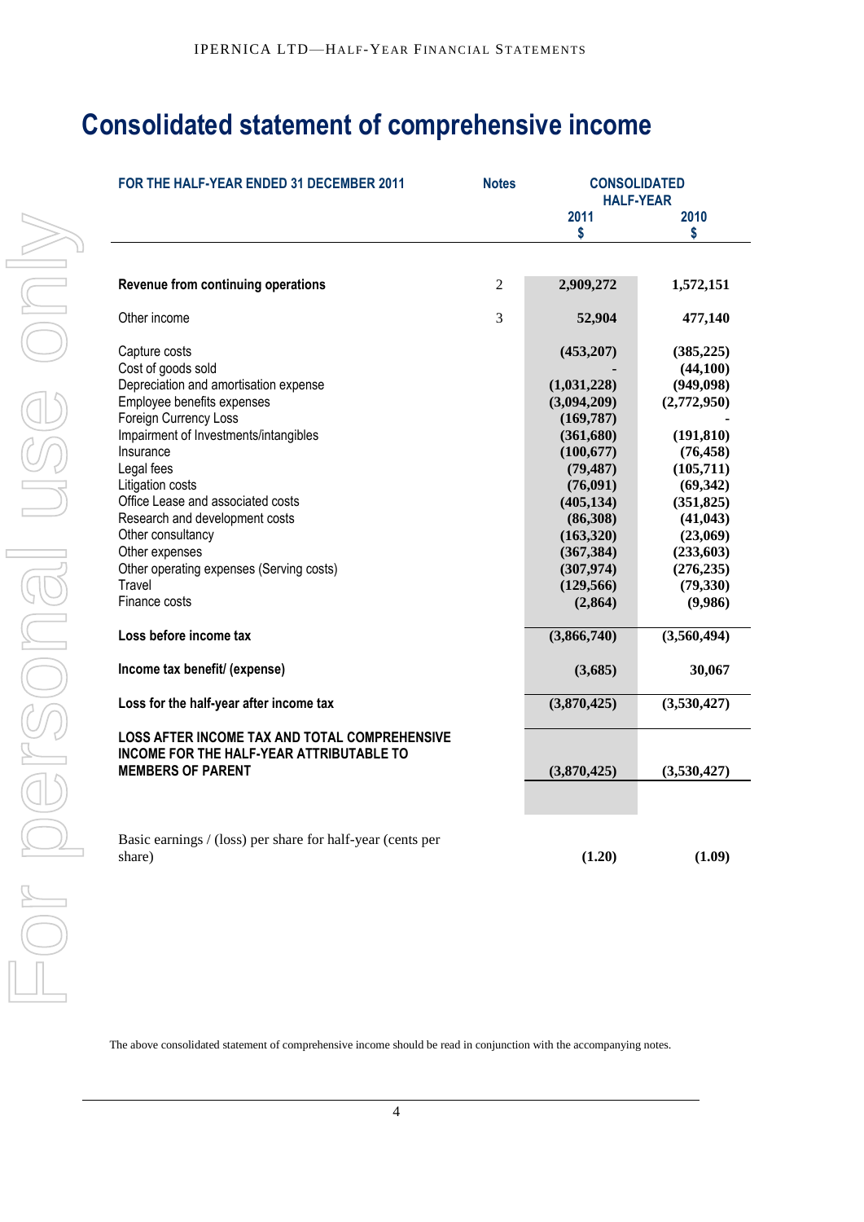# Consolidated statement of comprehensive income

| FOR THE HALF-YEAR ENDED 31 DECEMBER 2011 | Notes | CONSOLIDATED HALF-YEAR | |
|---|---|---|---|
| | | 2011 $ | 2010 $ |
| **Revenue from continuing operations** | 2 | **2,909,272** | **1,572,151** |
| Other income | 3 | **52,904** | **477,140** |
| Capture costs | | **(453,207)** | **(385,225)** |
| Cost of goods sold | | **-** | **(44,100)** |
| Depreciation and amortisation expense | | **(1,031,228)** | **(949,098)** |
| Employee benefits expenses | | **(3,094,209)** | **(2,772,950)** |
| Foreign Currency Loss | | **(169,787)** | **-** |
| Impairment of Investments/intangibles | | **(361,680)** | **(191,810)** |
| Insurance | | **(100,677)** | **(76,458)** |
| Legal fees | | **(79,487)** | **(105,711)** |
| Litigation costs | | **(76,091)** | **(69,342)** |
| Office Lease and associated costs | | **(405,134)** | **(351,825)** |
| Research and development costs | | **(86,308)** | **(41,043)** |
| Other consultancy | | **(163,320)** | **(23,069)** |
| Other expenses | | **(367,384)** | **(233,603)** |
| Other operating expenses (Serving costs) | | **(307,974)** | **(276,235)** |
| Travel | | **(129,566)** | **(79,330)** |
| Finance costs | | **(2,864)** | **(9,986)** |
| **Loss before income tax** | | **(3,866,740)** | **(3,560,494)** |
| **Income tax benefit/ (expense)** | | **(3,685)** | **30,067** |
| **Loss for the half-year after income tax** | | **(3,870,425)** | **(3,530,427)** |
| **LOSS AFTER INCOME TAX AND TOTAL COMPREHENSIVE INCOME FOR THE HALF-YEAR ATTRIBUTABLE TO MEMBERS OF PARENT** | | **(3,870,425)** | **(3,530,427)** |
| Basic earnings / (loss) per share for half-year (cents per share) | | **(1.20)** | **(1.09)** |

The above consolidated statement of comprehensive income should be read in conjunction with the accompanying notes.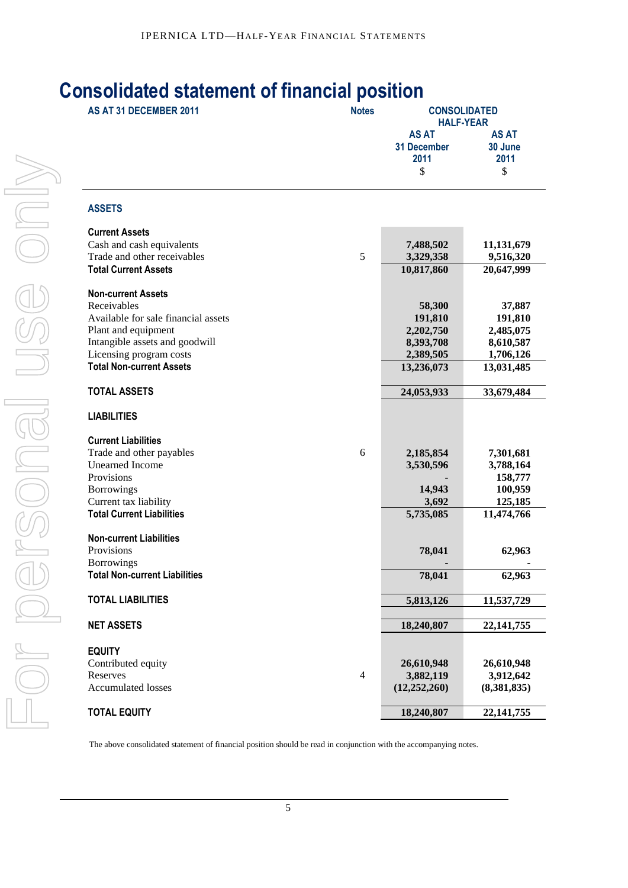# Consolidated statement of financial position

| AS AT 31 DECEMBER 2011 | Notes | CONSOLIDATED HALF-YEAR | |
|---|---|---|---|
| | | AS AT 31 December 2011 | AS AT 30 June 2011 |
| | | $ | $ |
| **ASSETS** | | | |
| **Current Assets** | | | |
| Cash and cash equivalents | | 7,488,502 | 11,131,679 |
| Trade and other receivables | 5 | 3,329,358 | 9,516,320 |
| **Total Current Assets** | | 10,817,860 | 20,647,999 |
| **Non-current Assets** | | | |
| Receivables | | 58,300 | 37,887 |
| Available for sale financial assets | | 191,810 | 191,810 |
| Plant and equipment | | 2,202,750 | 2,485,075 |
| Intangible assets and goodwill | | 8,393,708 | 8,610,587 |
| Licensing program costs | | 2,389,505 | 1,706,126 |
| **Total Non-current Assets** | | 13,236,073 | 13,031,485 |
| **TOTAL ASSETS** | | 24,053,933 | 33,679,484 |
| **LIABILITIES** | | | |
| **Current Liabilities** | | | |
| Trade and other payables | 6 | 2,185,854 | 7,301,681 |
| Unearned Income | | 3,530,596 | 3,788,164 |
| Provisions | | - | 158,777 |
| Borrowings | | 14,943 | 100,959 |
| Current tax liability | | 3,692 | 125,185 |
| **Total Current Liabilities** | | 5,735,085 | 11,474,766 |
| **Non-current Liabilities** | | | |
| Provisions | | 78,041 | 62,963 |
| Borrowings | | - | - |
| **Total Non-current Liabilities** | | 78,041 | 62,963 |
| **TOTAL LIABILITIES** | | 5,813,126 | 11,537,729 |
| **NET ASSETS** | | 18,240,807 | 22,141,755 |
| **EQUITY** | | | |
| Contributed equity | | 26,610,948 | 26,610,948 |
| Reserves | 4 | 3,882,119 | 3,912,642 |
| Accumulated losses | | (12,252,260) | (8,381,835) |
| **TOTAL EQUITY** | | 18,240,807 | 22,141,755 |

The above consolidated statement of financial position should be read in conjunction with the accompanying notes.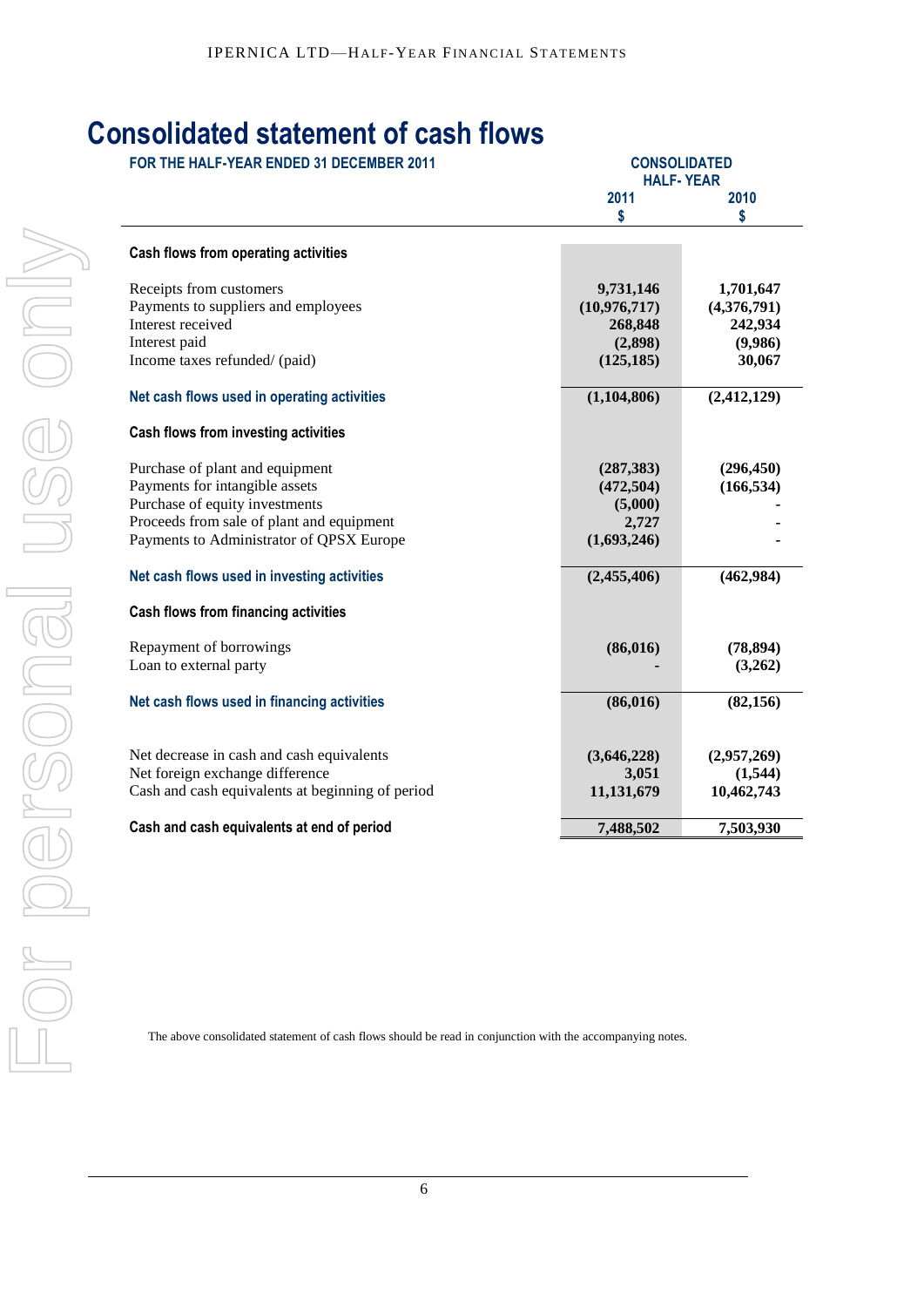# Consolidated statement of cash flows

**FOR THE HALF-YEAR ENDED 31 DECEMBER 2011**

| | CONSOLIDATED HALF- YEAR | |
|---|---|---|
| | **2011** | **2010** |
| | **$** | **$** |
| **Cash flows from operating activities** | | |
| Receipts from customers | **9,731,146** | **1,701,647** |
| Payments to suppliers and employees | **(10,976,717)** | **(4,376,791)** |
| Interest received | **268,848** | **242,934** |
| Interest paid | **(2,898)** | **(9,986)** |
| Income taxes refunded/ (paid) | **(125,185)** | **30,067** |
| **Net cash flows used in operating activities** | **(1,104,806)** | **(2,412,129)** |
| **Cash flows from investing activities** | | |
| Purchase of plant and equipment | **(287,383)** | **(296,450)** |
| Payments for intangible assets | **(472,504)** | **(166,534)** |
| Purchase of equity investments | **(5,000)** | **-** |
| Proceeds from sale of plant and equipment | **2,727** | **-** |
| Payments to Administrator of QPSX Europe | **(1,693,246)** | **-** |
| **Net cash flows used in investing activities** | **(2,455,406)** | **(462,984)** |
| **Cash flows from financing activities** | | |
| Repayment of borrowings | **(86,016)** | **(78,894)** |
| Loan to external party | **-** | **(3,262)** |
| **Net cash flows used in financing activities** | **(86,016)** | **(82,156)** |
| Net decrease in cash and cash equivalents | **(3,646,228)** | **(2,957,269)** |
| Net foreign exchange difference | **3,051** | **(1,544)** |
| Cash and cash equivalents at beginning of period | **11,131,679** | **10,462,743** |
| **Cash and cash equivalents at end of period** | **7,488,502** | **7,503,930** |

The above consolidated statement of cash flows should be read in conjunction with the accompanying notes.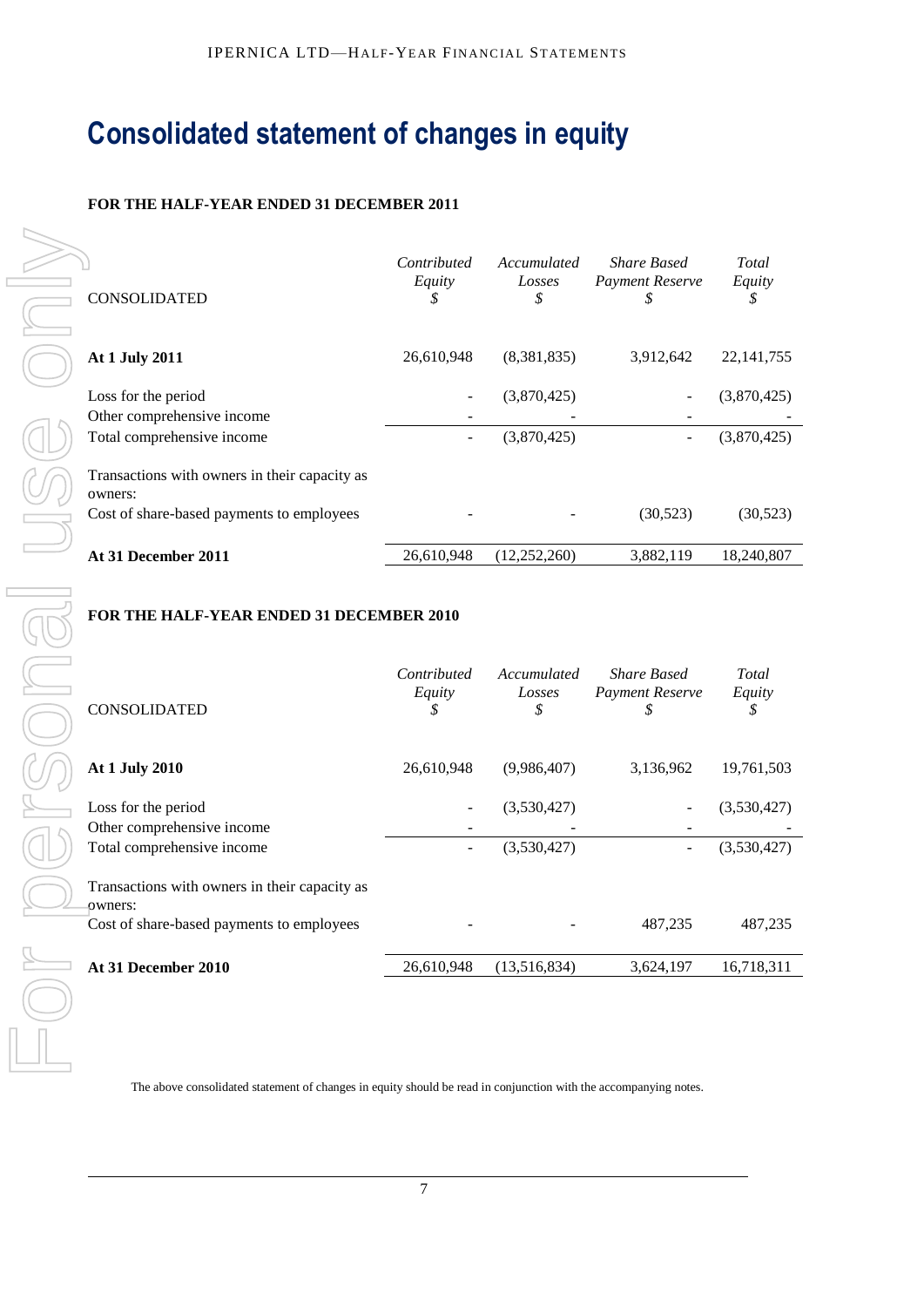# Consolidated statement of changes in equity

**FOR THE HALF-YEAR ENDED 31 DECEMBER 2011**

| CONSOLIDATED | *Contributed Equity* $ | *Accumulated Losses* $ | *Share Based Payment Reserve* $ | *Total Equity* $ |
|---|---|---|---|---|
| **At 1 July 2011** | 26,610,948 | (8,381,835) | 3,912,642 | 22,141,755 |
| Loss for the period | - | (3,870,425) | - | (3,870,425) |
| Other comprehensive income | - | - | - | - |
| Total comprehensive income | - | (3,870,425) | - | (3,870,425) |
| Transactions with owners in their capacity as owners: | | | | |
| Cost of share-based payments to employees | - | - | (30,523) | (30,523) |
| **At 31 December 2011** | 26,610,948 | (12,252,260) | 3,882,119 | 18,240,807 |

**FOR THE HALF-YEAR ENDED 31 DECEMBER 2010**

| CONSOLIDATED | *Contributed Equity* $ | *Accumulated Losses* $ | *Share Based Payment Reserve* $ | *Total Equity* $ |
|---|---|---|---|---|
| **At 1 July 2010** | 26,610,948 | (9,986,407) | 3,136,962 | 19,761,503 |
| Loss for the period | - | (3,530,427) | - | (3,530,427) |
| Other comprehensive income | - | - | - | - |
| Total comprehensive income | - | (3,530,427) | - | (3,530,427) |
| Transactions with owners in their capacity as owners: | | | | |
| Cost of share-based payments to employees | - | - | 487,235 | 487,235 |
| **At 31 December 2010** | 26,610,948 | (13,516,834) | 3,624,197 | 16,718,311 |

The above consolidated statement of changes in equity should be read in conjunction with the accompanying notes.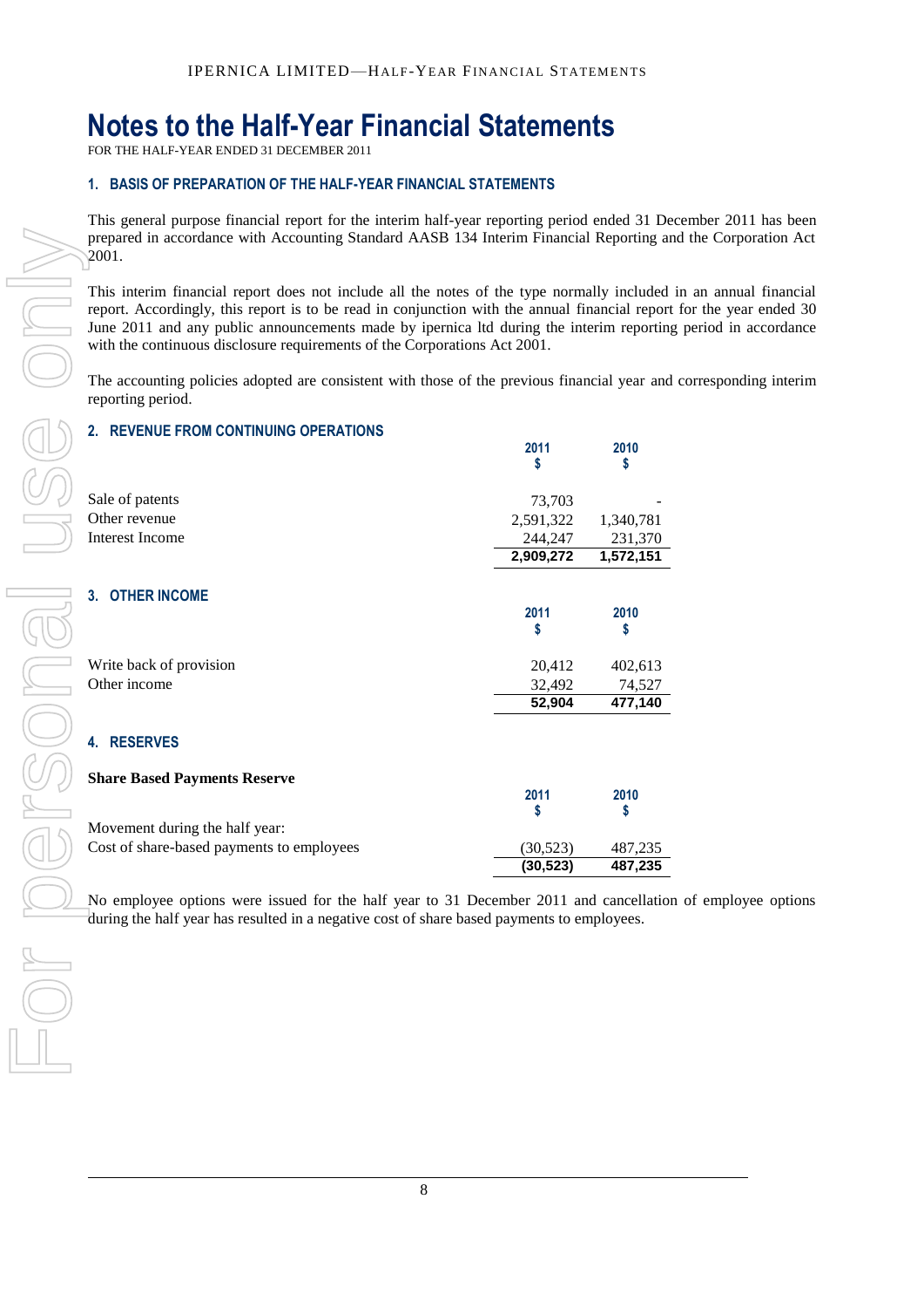# Notes to the Half-Year Financial Statements

FOR THE HALF-YEAR ENDED 31 DECEMBER 2011

## 1. BASIS OF PREPARATION OF THE HALF-YEAR FINANCIAL STATEMENTS

This general purpose financial report for the interim half-year reporting period ended 31 December 2011 has been prepared in accordance with Accounting Standard AASB 134 Interim Financial Reporting and the Corporation Act 2001.

This interim financial report does not include all the notes of the type normally included in an annual financial report. Accordingly, this report is to be read in conjunction with the annual financial report for the year ended 30 June 2011 and any public announcements made by ipernica ltd during the interim reporting period in accordance with the continuous disclosure requirements of the Corporations Act 2001.

The accounting policies adopted are consistent with those of the previous financial year and corresponding interim reporting period.

## 2. REVENUE FROM CONTINUING OPERATIONS

| | 2011<br>$ | 2010<br>$ |
|---|---|---|
| Sale of patents | 73,703 | - |
| Other revenue | 2,591,322 | 1,340,781 |
| Interest Income | 244,247 | 231,370 |
| | **2,909,272** | **1,572,151** |

## 3. OTHER INCOME

| | 2011<br>$ | 2010<br>$ |
|---|---|---|
| Write back of provision | 20,412 | 402,613 |
| Other income | 32,492 | 74,527 |
| | **52,904** | **477,140** |

## 4. RESERVES

**Share Based Payments Reserve**

| | 2011<br>$ | 2010<br>$ |
|---|---|---|
| Movement during the half year: | | |
| Cost of share-based payments to employees | (30,523) | 487,235 |
| | **(30,523)** | **487,235** |

No employee options were issued for the half year to 31 December 2011 and cancellation of employee options during the half year has resulted in a negative cost of share based payments to employees.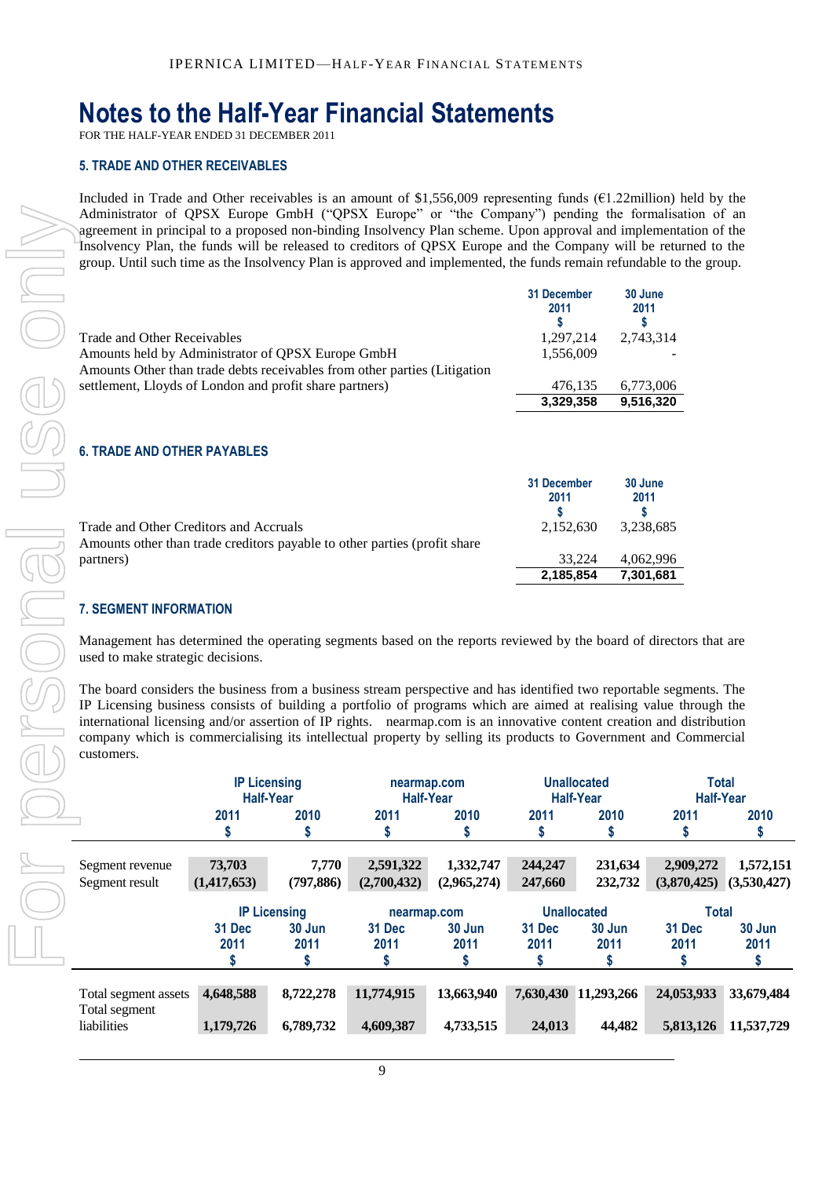# Notes to the Half-Year Financial Statements

FOR THE HALF-YEAR ENDED 31 DECEMBER 2011

### 5. TRADE AND OTHER RECEIVABLES

Included in Trade and Other receivables is an amount of $1,556,009 representing funds (€1.22million) held by the Administrator of QPSX Europe GmbH ("QPSX Europe" or "the Company") pending the formalisation of an agreement in principal to a proposed non-binding Insolvency Plan scheme. Upon approval and implementation of the Insolvency Plan, the funds will be released to creditors of QPSX Europe and the Company will be returned to the group. Until such time as the Insolvency Plan is approved and implemented, the funds remain refundable to the group.

| | 31 December 2011 $ | 30 June 2011 $ |
|---|---|---|
| Trade and Other Receivables | 1,297,214 | 2,743,314 |
| Amounts held by Administrator of QPSX Europe GmbH | 1,556,009 | - |
| Amounts Other than trade debts receivables from other parties (Litigation settlement, Lloyds of London and profit share partners) | 476,135 | 6,773,006 |
| | **3,329,358** | **9,516,320** |

### 6. TRADE AND OTHER PAYABLES

| | 31 December 2011 $ | 30 June 2011 $ |
|---|---|---|
| Trade and Other Creditors and Accruals | 2,152,630 | 3,238,685 |
| Amounts other than trade creditors payable to other parties (profit share partners) | 33,224 | 4,062,996 |
| | **2,185,854** | **7,301,681** |

### 7. SEGMENT INFORMATION

Management has determined the operating segments based on the reports reviewed by the board of directors that are used to make strategic decisions.

The board considers the business from a business stream perspective and has identified two reportable segments. The IP Licensing business consists of building a portfolio of programs which are aimed at realising value through the international licensing and/or assertion of IP rights. nearmap.com is an innovative content creation and distribution company which is commercialising its intellectual property by selling its products to Government and Commercial customers.

| | IP Licensing Half-Year | | nearmap.com Half-Year | | Unallocated Half-Year | | Total Half-Year | |
|---|---|---|---|---|---|---|---|---|
| | 2011 $ | 2010 $ | 2011 $ | 2010 $ | 2011 $ | 2010 $ | 2011 $ | 2010 $ |
| Segment revenue | **73,703** | **7,770** | **2,591,322** | **1,332,747** | **244,247** | **231,634** | **2,909,272** | **1,572,151** |
| Segment result | **(1,417,653)** | **(797,886)** | **(2,700,432)** | **(2,965,274)** | **247,660** | **232,732** | **(3,870,425)** | **(3,530,427)** |

| | IP Licensing | | nearmap.com | | Unallocated | | Total | |
|---|---|---|---|---|---|---|---|---|
| | 31 Dec 2011 $ | 30 Jun 2011 $ | 31 Dec 2011 $ | 30 Jun 2011 $ | 31 Dec 2011 $ | 30 Jun 2011 $ | 31 Dec 2011 $ | 30 Jun 2011 $ |
| Total segment assets | **4,648,588** | **8,722,278** | **11,774,915** | **13,663,940** | **7,630,430** | **11,293,266** | **24,053,933** | **33,679,484** |
| Total segment liabilities | **1,179,726** | **6,789,732** | **4,609,387** | **4,733,515** | **24,013** | **44,482** | **5,813,126** | **11,537,729** |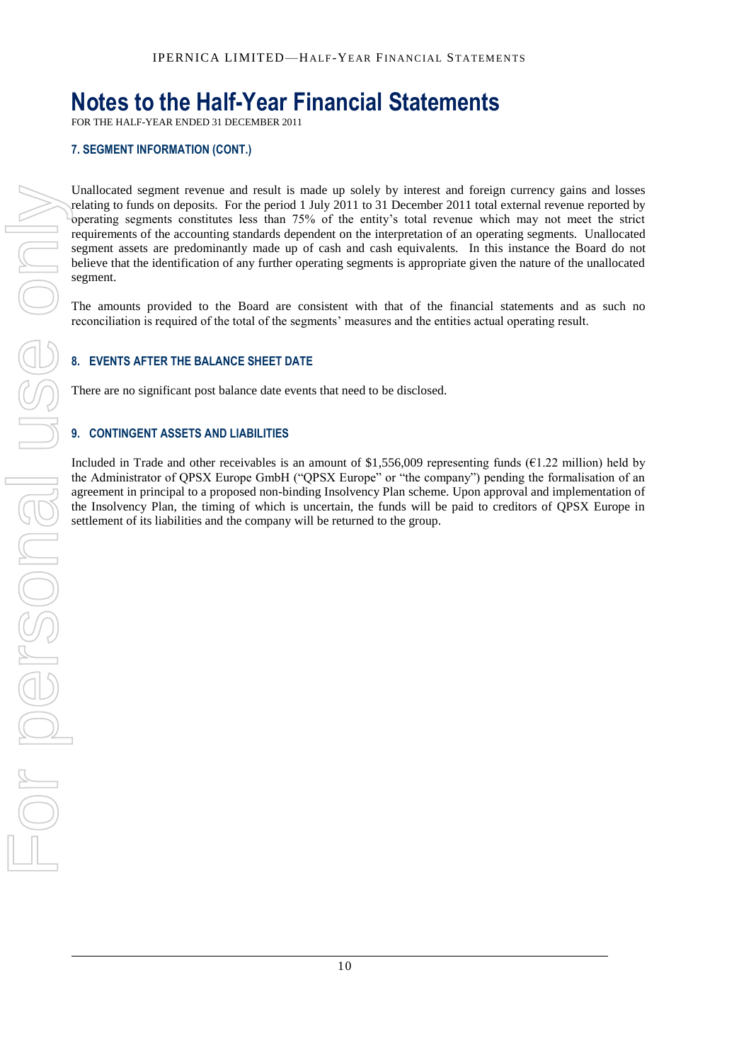# Notes to the Half-Year Financial Statements

FOR THE HALF-YEAR ENDED 31 DECEMBER 2011

### 7. SEGMENT INFORMATION (CONT.)

Unallocated segment revenue and result is made up solely by interest and foreign currency gains and losses relating to funds on deposits. For the period 1 July 2011 to 31 December 2011 total external revenue reported by operating segments constitutes less than 75% of the entity's total revenue which may not meet the strict requirements of the accounting standards dependent on the interpretation of an operating segments. Unallocated segment assets are predominantly made up of cash and cash equivalents. In this instance the Board do not believe that the identification of any further operating segments is appropriate given the nature of the unallocated segment.

The amounts provided to the Board are consistent with that of the financial statements and as such no reconciliation is required of the total of the segments' measures and the entities actual operating result.

### 8. EVENTS AFTER THE BALANCE SHEET DATE

There are no significant post balance date events that need to be disclosed.

### 9. CONTINGENT ASSETS AND LIABILITIES

Included in Trade and other receivables is an amount of $1,556,009 representing funds (€1.22 million) held by the Administrator of QPSX Europe GmbH ("QPSX Europe" or "the company") pending the formalisation of an agreement in principal to a proposed non-binding Insolvency Plan scheme. Upon approval and implementation of the Insolvency Plan, the timing of which is uncertain, the funds will be paid to creditors of QPSX Europe in settlement of its liabilities and the company will be returned to the group.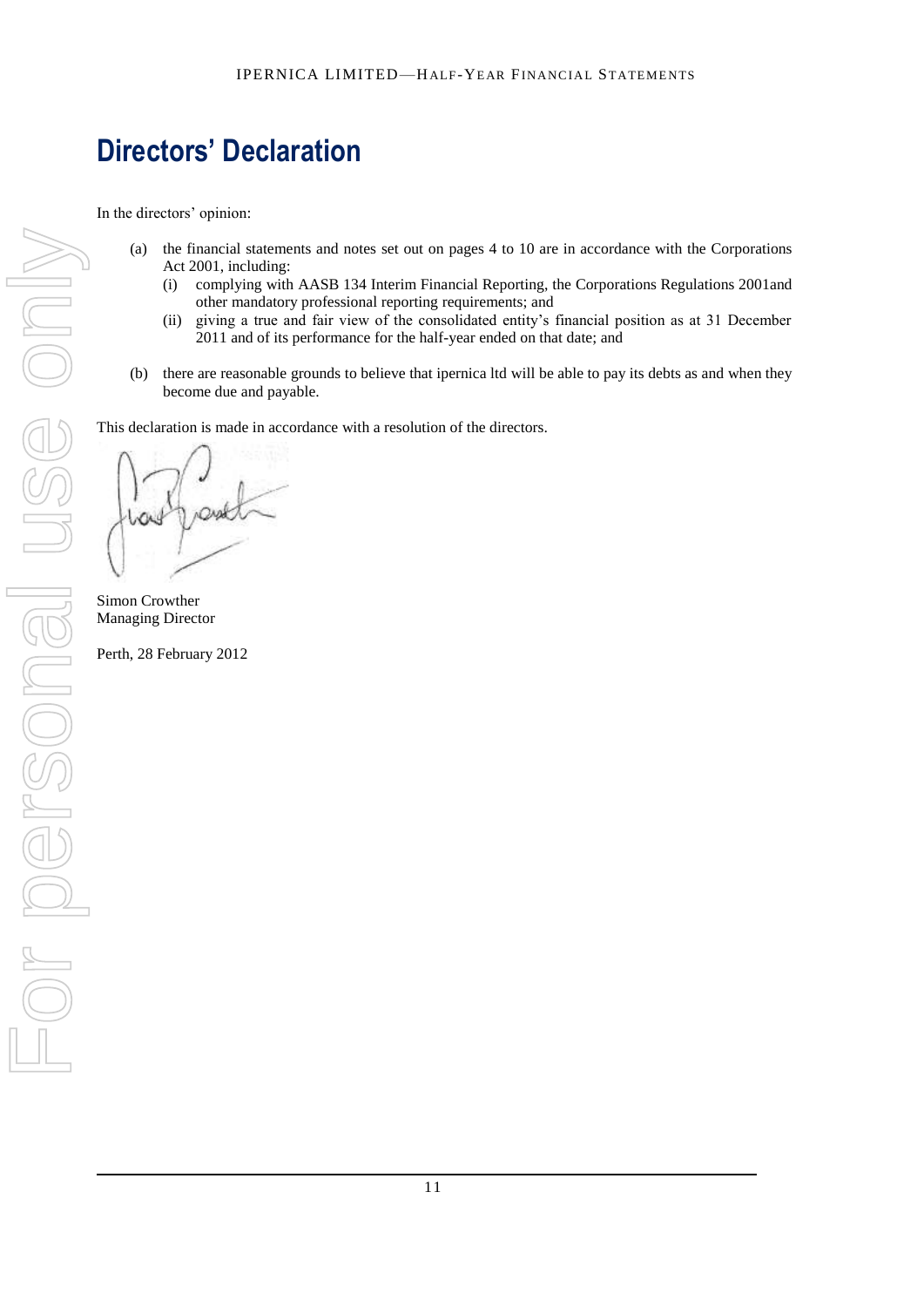# Directors' Declaration

In the directors' opinion:

(a) the financial statements and notes set out on pages 4 to 10 are in accordance with the Corporations Act 2001, including:
   (i) complying with AASB 134 Interim Financial Reporting, the Corporations Regulations 2001and other mandatory professional reporting requirements; and
   (ii) giving a true and fair view of the consolidated entity's financial position as at 31 December 2011 and of its performance for the half-year ended on that date; and

(b) there are reasonable grounds to believe that ipernica ltd will be able to pay its debts as and when they become due and payable.

This declaration is made in accordance with a resolution of the directors.

Simon Crowther
Managing Director

Perth, 28 February 2012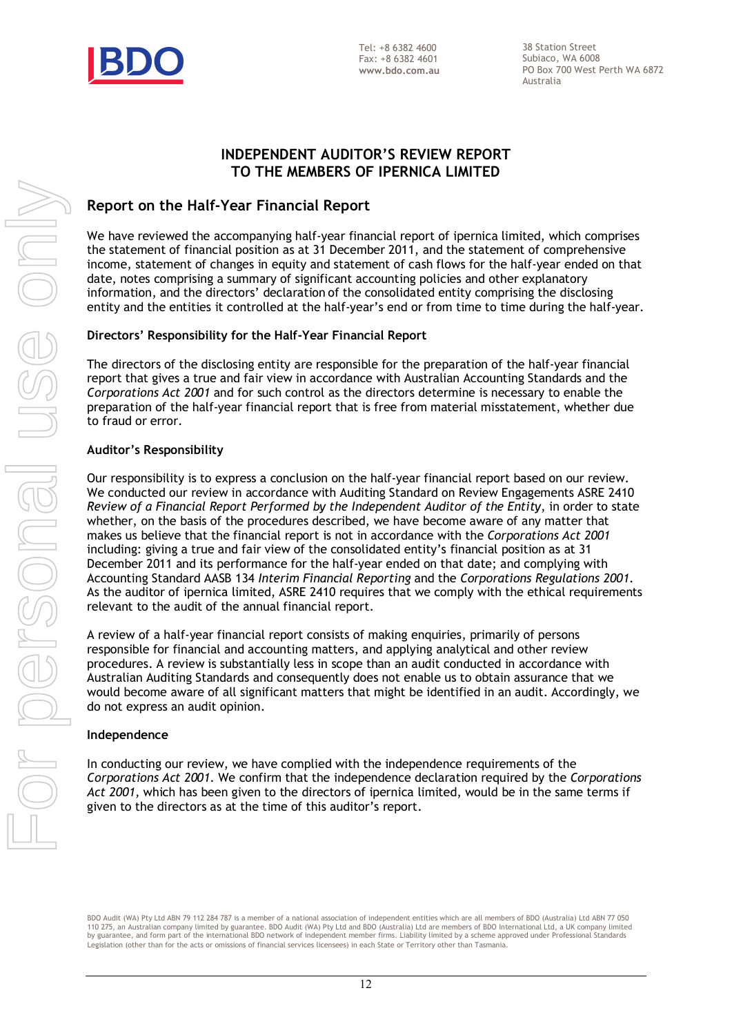BDO

Tel: +8 6382 4600
Fax: +8 6382 4601
www.bdo.com.au

38 Station Street
Subiaco, WA 6008
PO Box 700 West Perth WA 6872
Australia

# INDEPENDENT AUDITOR'S REVIEW REPORT TO THE MEMBERS OF IPERNICA LIMITED

## Report on the Half-Year Financial Report

We have reviewed the accompanying half-year financial report of ipernica limited, which comprises the statement of financial position as at 31 December 2011, and the statement of comprehensive income, statement of changes in equity and statement of cash flows for the half-year ended on that date, notes comprising a summary of significant accounting policies and other explanatory information, and the directors' declaration of the consolidated entity comprising the disclosing entity and the entities it controlled at the half-year's end or from time to time during the half-year.

### Directors' Responsibility for the Half-Year Financial Report

The directors of the disclosing entity are responsible for the preparation of the half-year financial report that gives a true and fair view in accordance with Australian Accounting Standards and the *Corporations Act 2001* and for such control as the directors determine is necessary to enable the preparation of the half-year financial report that is free from material misstatement, whether due to fraud or error.

### Auditor's Responsibility

Our responsibility is to express a conclusion on the half-year financial report based on our review. We conducted our review in accordance with Auditing Standard on Review Engagements ASRE 2410 *Review of a Financial Report Performed by the Independent Auditor of the Entity*, in order to state whether, on the basis of the procedures described, we have become aware of any matter that makes us believe that the financial report is not in accordance with the *Corporations Act 2001* including: giving a true and fair view of the consolidated entity's financial position as at 31 December 2011 and its performance for the half-year ended on that date; and complying with Accounting Standard AASB 134 *Interim Financial Reporting* and the *Corporations Regulations 2001*. As the auditor of ipernica limited, ASRE 2410 requires that we comply with the ethical requirements relevant to the audit of the annual financial report.

A review of a half-year financial report consists of making enquiries, primarily of persons responsible for financial and accounting matters, and applying analytical and other review procedures. A review is substantially less in scope than an audit conducted in accordance with Australian Auditing Standards and consequently does not enable us to obtain assurance that we would become aware of all significant matters that might be identified in an audit. Accordingly, we do not express an audit opinion.

### Independence

In conducting our review, we have complied with the independence requirements of the *Corporations Act 2001*. We confirm that the independence declaration required by the *Corporations Act 2001*, which has been given to the directors of ipernica limited, would be in the same terms if given to the directors as at the time of this auditor's report.

BDO Audit (WA) Pty Ltd ABN 79 112 284 787 is a member of a national association of independent entities which are all members of BDO (Australia) Ltd ABN 77 050 110 275, an Australian company limited by guarantee. BDO Audit (WA) Pty Ltd and BDO (Australia) Ltd are members of BDO International Ltd, a UK company limited by guarantee, and form part of the international BDO network of independent member firms. Liability limited by a scheme approved under Professional Standards Legislation (other than for the acts or omissions of financial services licensees) in each State or Territory other than Tasmania.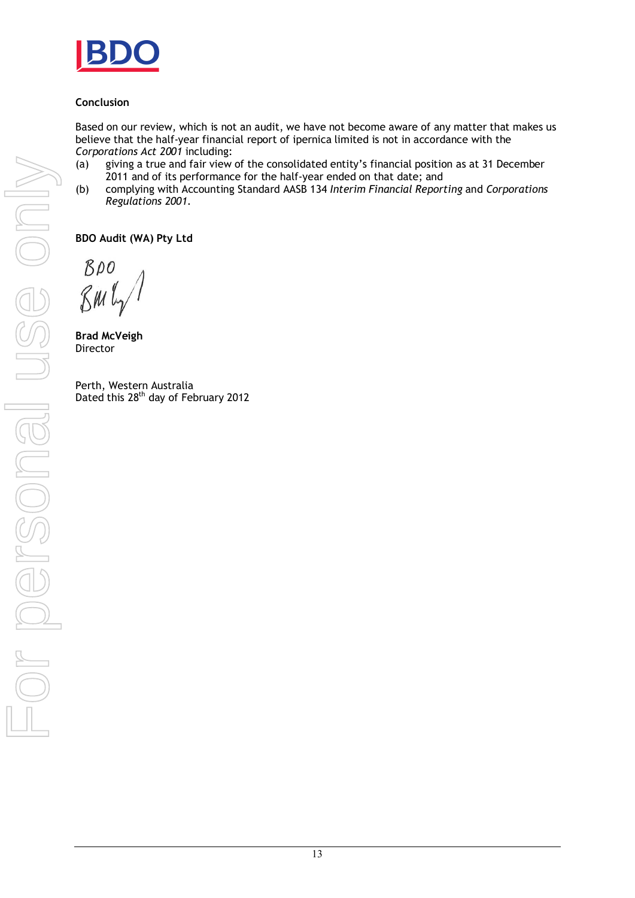**Conclusion**

Based on our review, which is not an audit, we have not become aware of any matter that makes us believe that the half-year financial report of ipernica limited is not in accordance with the *Corporations Act 2001* including:

(a) giving a true and fair view of the consolidated entity's financial position as at 31 December 2011 and of its performance for the half-year ended on that date; and

(b) complying with Accounting Standard AASB 134 *Interim Financial Reporting* and *Corporations Regulations 2001*.

**BDO Audit (WA) Pty Ltd**

**Brad McVeigh**
Director

Perth, Western Australia
Dated this 28th day of February 2012